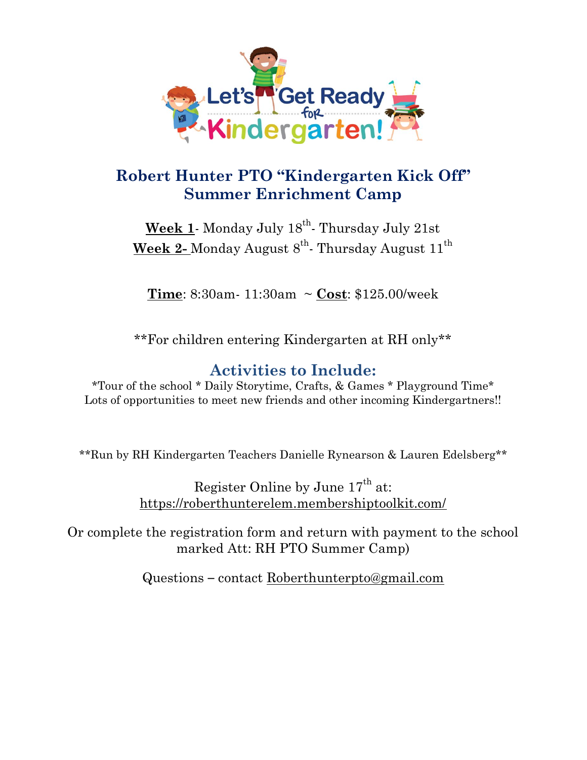# Robert Hunter PTO "Kindergarten Kick Off" Summer Enrichment Camp

**Week 1**- Monday July 18th- Thursday July 21st
**Week 2-** Monday August 8th- Thursday August 11th

**Time**: 8:30am- 11:30am ~ **Cost**: $125.00/week

**For children entering Kindergarten at RH only**

## Activities to Include:

*Tour of the school * Daily Storytime, Crafts, & Games * Playground Time*
Lots of opportunities to meet new friends and other incoming Kindergartners!!

**Run by RH Kindergarten Teachers Danielle Rynearson & Lauren Edelsberg**

Register Online by June 17th at:
https://roberthunterelem.membershiptoolkit.com/

Or complete the registration form and return with payment to the school marked Att: RH PTO Summer Camp)

Questions – contact Roberthunterpto@gmail.com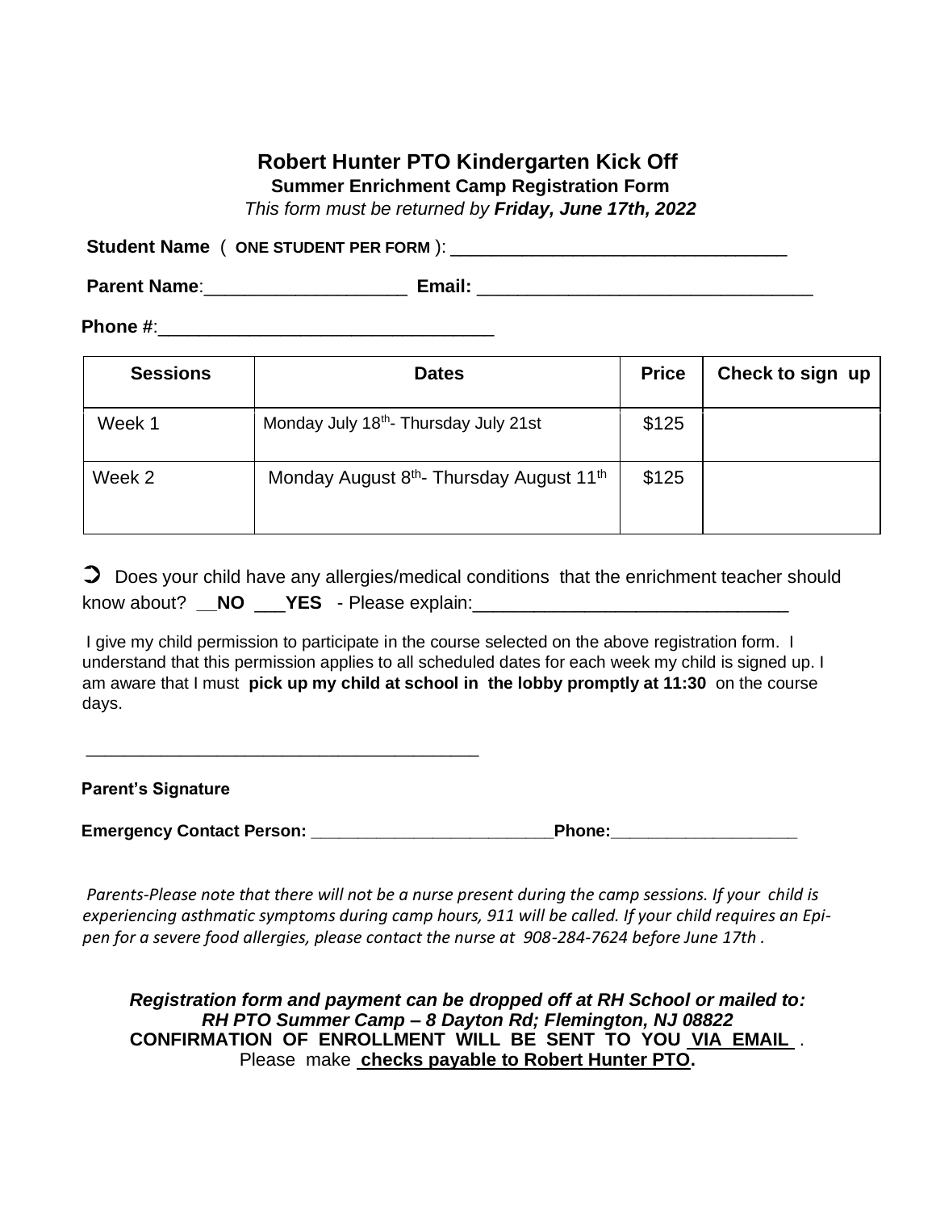## Robert Hunter PTO Kindergarten Kick Off

**Summer Enrichment Camp Registration Form**

*This form must be returned by* ***Friday, June 17th, 2022***

**Student Name** ( **ONE STUDENT PER FORM** ): ___________________________________

**Parent Name**:____________________ **Email:** __________________________________

**Phone** #:__________________________________

| Sessions | Dates | Price | Check to sign up |
|---|---|---|---|
| Week 1 | Monday July 18th- Thursday July 21st | $125 | |
| Week 2 | Monday August 8th- Thursday August 11th | $125 | |

➲ Does your child have any allergies/medical conditions that the enrichment teacher should know about? __**NO** ___**YES** - Please explain:________________________________

I give my child permission to participate in the course selected on the above registration form. I understand that this permission applies to all scheduled dates for each week my child is signed up. I am aware that I must **pick up my child at school in the lobby promptly at 11:30** on the course days.

________________________________________

**Parent's Signature**

**Emergency Contact Person:** ___________________________**Phone:**____________________

*Parents-Please note that there will not be a nurse present during the camp sessions. If your child is experiencing asthmatic symptoms during camp hours, 911 will be called. If your child requires an Epi-pen for a severe food allergies, please contact the nurse at 908-284-7624 before June 17th .*

***Registration form and payment can be dropped off at RH School or mailed to: RH PTO Summer Camp – 8 Dayton Rd; Flemington, NJ 08822***

**CONFIRMATION OF ENROLLMENT WILL BE SENT TO YOU VIA EMAIL** .

Please make **checks payable to Robert Hunter PTO.**